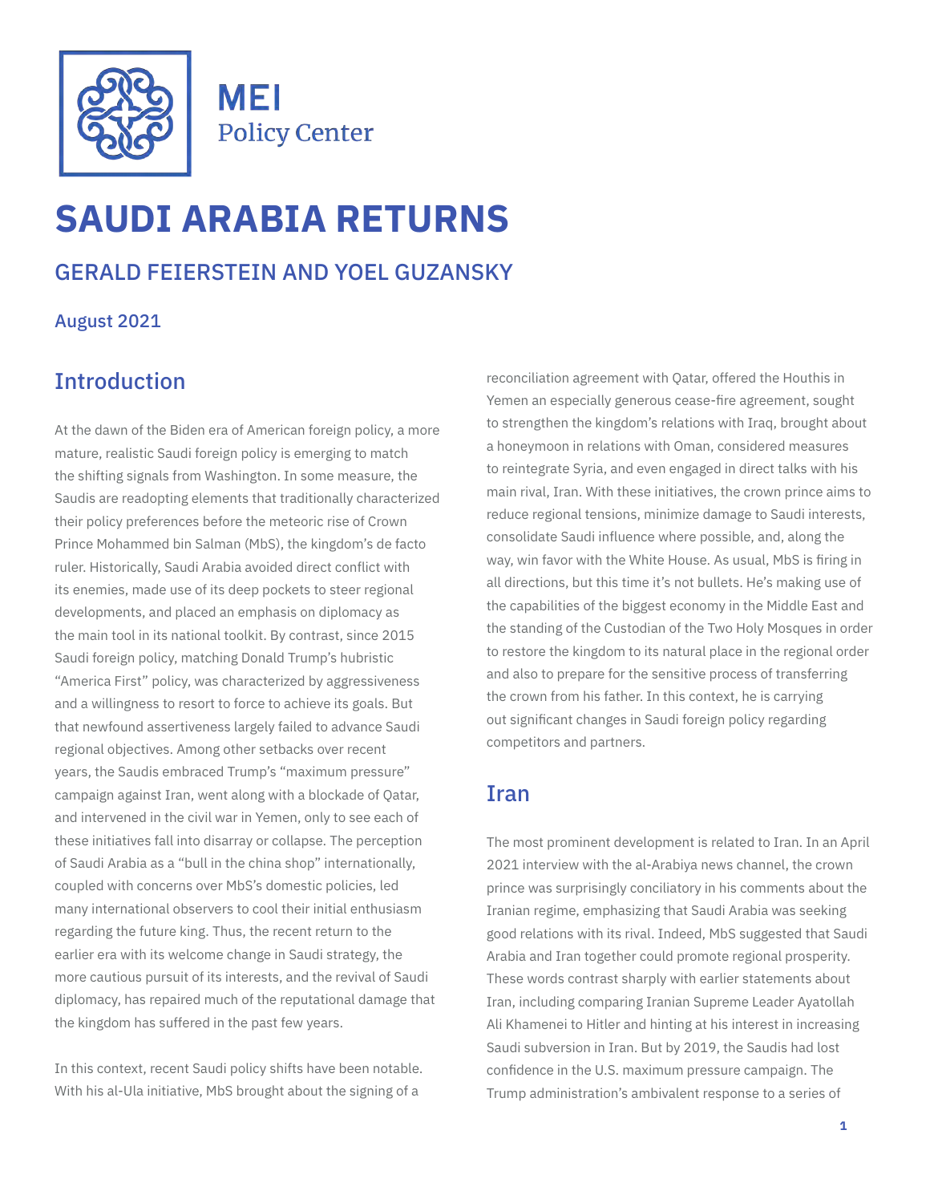MEI Policy Center

# SAUDI ARABIA RETURNS

## GERALD FEIERSTEIN AND YOEL GUZANSKY

August 2021

## Introduction

At the dawn of the Biden era of American foreign policy, a more mature, realistic Saudi foreign policy is emerging to match the shifting signals from Washington. In some measure, the Saudis are readopting elements that traditionally characterized their policy preferences before the meteoric rise of Crown Prince Mohammed bin Salman (MbS), the kingdom's de facto ruler. Historically, Saudi Arabia avoided direct conflict with its enemies, made use of its deep pockets to steer regional developments, and placed an emphasis on diplomacy as the main tool in its national toolkit. By contrast, since 2015 Saudi foreign policy, matching Donald Trump's hubristic "America First" policy, was characterized by aggressiveness and a willingness to resort to force to achieve its goals. But that newfound assertiveness largely failed to advance Saudi regional objectives. Among other setbacks over recent years, the Saudis embraced Trump's "maximum pressure" campaign against Iran, went along with a blockade of Qatar, and intervened in the civil war in Yemen, only to see each of these initiatives fall into disarray or collapse. The perception of Saudi Arabia as a "bull in the china shop" internationally, coupled with concerns over MbS's domestic policies, led many international observers to cool their initial enthusiasm regarding the future king. Thus, the recent return to the earlier era with its welcome change in Saudi strategy, the more cautious pursuit of its interests, and the revival of Saudi diplomacy, has repaired much of the reputational damage that the kingdom has suffered in the past few years.

In this context, recent Saudi policy shifts have been notable. With his al-Ula initiative, MbS brought about the signing of a reconciliation agreement with Qatar, offered the Houthis in Yemen an especially generous cease-fire agreement, sought to strengthen the kingdom's relations with Iraq, brought about a honeymoon in relations with Oman, considered measures to reintegrate Syria, and even engaged in direct talks with his main rival, Iran. With these initiatives, the crown prince aims to reduce regional tensions, minimize damage to Saudi interests, consolidate Saudi influence where possible, and, along the way, win favor with the White House. As usual, MbS is firing in all directions, but this time it's not bullets. He's making use of the capabilities of the biggest economy in the Middle East and the standing of the Custodian of the Two Holy Mosques in order to restore the kingdom to its natural place in the regional order and also to prepare for the sensitive process of transferring the crown from his father. In this context, he is carrying out significant changes in Saudi foreign policy regarding competitors and partners.

## Iran

The most prominent development is related to Iran. In an April 2021 interview with the al-Arabiya news channel, the crown prince was surprisingly conciliatory in his comments about the Iranian regime, emphasizing that Saudi Arabia was seeking good relations with its rival. Indeed, MbS suggested that Saudi Arabia and Iran together could promote regional prosperity. These words contrast sharply with earlier statements about Iran, including comparing Iranian Supreme Leader Ayatollah Ali Khamenei to Hitler and hinting at his interest in increasing Saudi subversion in Iran. But by 2019, the Saudis had lost confidence in the U.S. maximum pressure campaign. The Trump administration's ambivalent response to a series of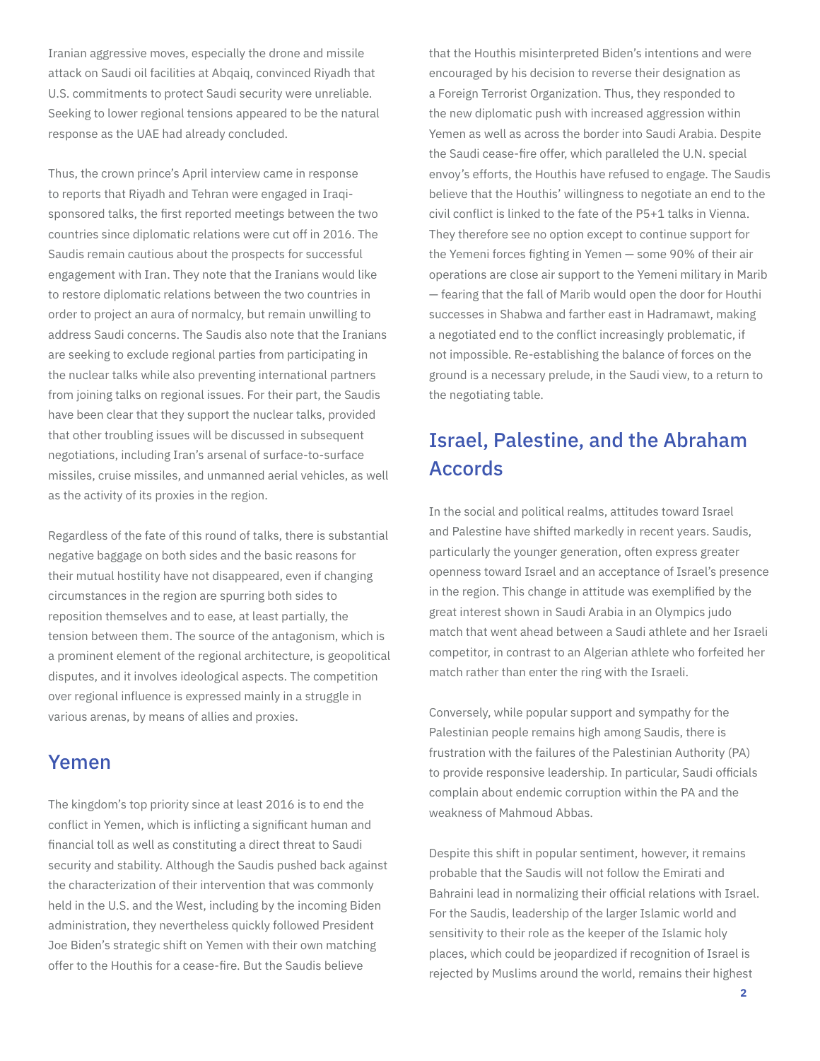Iranian aggressive moves, especially the drone and missile attack on Saudi oil facilities at Abqaiq, convinced Riyadh that U.S. commitments to protect Saudi security were unreliable. Seeking to lower regional tensions appeared to be the natural response as the UAE had already concluded.

Thus, the crown prince's April interview came in response to reports that Riyadh and Tehran were engaged in Iraqi-sponsored talks, the first reported meetings between the two countries since diplomatic relations were cut off in 2016. The Saudis remain cautious about the prospects for successful engagement with Iran. They note that the Iranians would like to restore diplomatic relations between the two countries in order to project an aura of normalcy, but remain unwilling to address Saudi concerns. The Saudis also note that the Iranians are seeking to exclude regional parties from participating in the nuclear talks while also preventing international partners from joining talks on regional issues. For their part, the Saudis have been clear that they support the nuclear talks, provided that other troubling issues will be discussed in subsequent negotiations, including Iran's arsenal of surface-to-surface missiles, cruise missiles, and unmanned aerial vehicles, as well as the activity of its proxies in the region.

Regardless of the fate of this round of talks, there is substantial negative baggage on both sides and the basic reasons for their mutual hostility have not disappeared, even if changing circumstances in the region are spurring both sides to reposition themselves and to ease, at least partially, the tension between them. The source of the antagonism, which is a prominent element of the regional architecture, is geopolitical disputes, and it involves ideological aspects. The competition over regional influence is expressed mainly in a struggle in various arenas, by means of allies and proxies.

## Yemen

The kingdom's top priority since at least 2016 is to end the conflict in Yemen, which is inflicting a significant human and financial toll as well as constituting a direct threat to Saudi security and stability. Although the Saudis pushed back against the characterization of their intervention that was commonly held in the U.S. and the West, including by the incoming Biden administration, they nevertheless quickly followed President Joe Biden's strategic shift on Yemen with their own matching offer to the Houthis for a cease-fire. But the Saudis believe that the Houthis misinterpreted Biden's intentions and were encouraged by his decision to reverse their designation as a Foreign Terrorist Organization. Thus, they responded to the new diplomatic push with increased aggression within Yemen as well as across the border into Saudi Arabia. Despite the Saudi cease-fire offer, which paralleled the U.N. special envoy's efforts, the Houthis have refused to engage. The Saudis believe that the Houthis' willingness to negotiate an end to the civil conflict is linked to the fate of the P5+1 talks in Vienna. They therefore see no option except to continue support for the Yemeni forces fighting in Yemen — some 90% of their air operations are close air support to the Yemeni military in Marib — fearing that the fall of Marib would open the door for Houthi successes in Shabwa and farther east in Hadramawt, making a negotiated end to the conflict increasingly problematic, if not impossible. Re-establishing the balance of forces on the ground is a necessary prelude, in the Saudi view, to a return to the negotiating table.

## Israel, Palestine, and the Abraham Accords

In the social and political realms, attitudes toward Israel and Palestine have shifted markedly in recent years. Saudis, particularly the younger generation, often express greater openness toward Israel and an acceptance of Israel's presence in the region. This change in attitude was exemplified by the great interest shown in Saudi Arabia in an Olympics judo match that went ahead between a Saudi athlete and her Israeli competitor, in contrast to an Algerian athlete who forfeited her match rather than enter the ring with the Israeli.

Conversely, while popular support and sympathy for the Palestinian people remains high among Saudis, there is frustration with the failures of the Palestinian Authority (PA) to provide responsive leadership. In particular, Saudi officials complain about endemic corruption within the PA and the weakness of Mahmoud Abbas.

Despite this shift in popular sentiment, however, it remains probable that the Saudis will not follow the Emirati and Bahraini lead in normalizing their official relations with Israel. For the Saudis, leadership of the larger Islamic world and sensitivity to their role as the keeper of the Islamic holy places, which could be jeopardized if recognition of Israel is rejected by Muslims around the world, remains their highest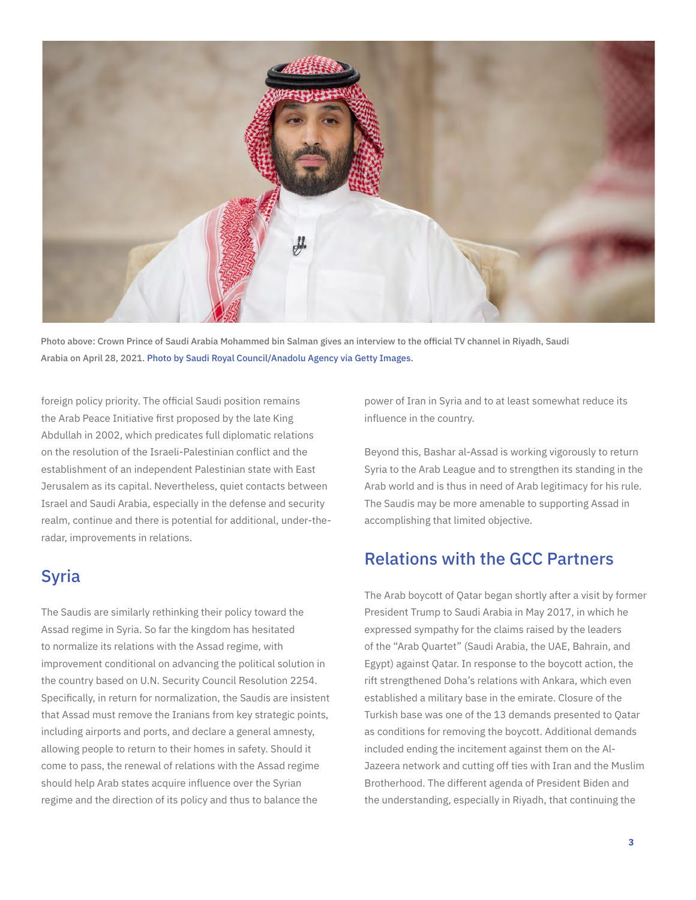Photo above: Crown Prince of Saudi Arabia Mohammed bin Salman gives an interview to the official TV channel in Riyadh, Saudi Arabia on April 28, 2021. Photo by Saudi Royal Council/Anadolu Agency via Getty Images.

foreign policy priority. The official Saudi position remains the Arab Peace Initiative first proposed by the late King Abdullah in 2002, which predicates full diplomatic relations on the resolution of the Israeli-Palestinian conflict and the establishment of an independent Palestinian state with East Jerusalem as its capital. Nevertheless, quiet contacts between Israel and Saudi Arabia, especially in the defense and security realm, continue and there is potential for additional, under-the-radar, improvements in relations.

## Syria

The Saudis are similarly rethinking their policy toward the Assad regime in Syria. So far the kingdom has hesitated to normalize its relations with the Assad regime, with improvement conditional on advancing the political solution in the country based on U.N. Security Council Resolution 2254. Specifically, in return for normalization, the Saudis are insistent that Assad must remove the Iranians from key strategic points, including airports and ports, and declare a general amnesty, allowing people to return to their homes in safety. Should it come to pass, the renewal of relations with the Assad regime should help Arab states acquire influence over the Syrian regime and the direction of its policy and thus to balance the power of Iran in Syria and to at least somewhat reduce its influence in the country.

Beyond this, Bashar al-Assad is working vigorously to return Syria to the Arab League and to strengthen its standing in the Arab world and is thus in need of Arab legitimacy for his rule. The Saudis may be more amenable to supporting Assad in accomplishing that limited objective.

## Relations with the GCC Partners

The Arab boycott of Qatar began shortly after a visit by former President Trump to Saudi Arabia in May 2017, in which he expressed sympathy for the claims raised by the leaders of the "Arab Quartet" (Saudi Arabia, the UAE, Bahrain, and Egypt) against Qatar. In response to the boycott action, the rift strengthened Doha's relations with Ankara, which even established a military base in the emirate. Closure of the Turkish base was one of the 13 demands presented to Qatar as conditions for removing the boycott. Additional demands included ending the incitement against them on the Al-Jazeera network and cutting off ties with Iran and the Muslim Brotherhood. The different agenda of President Biden and the understanding, especially in Riyadh, that continuing the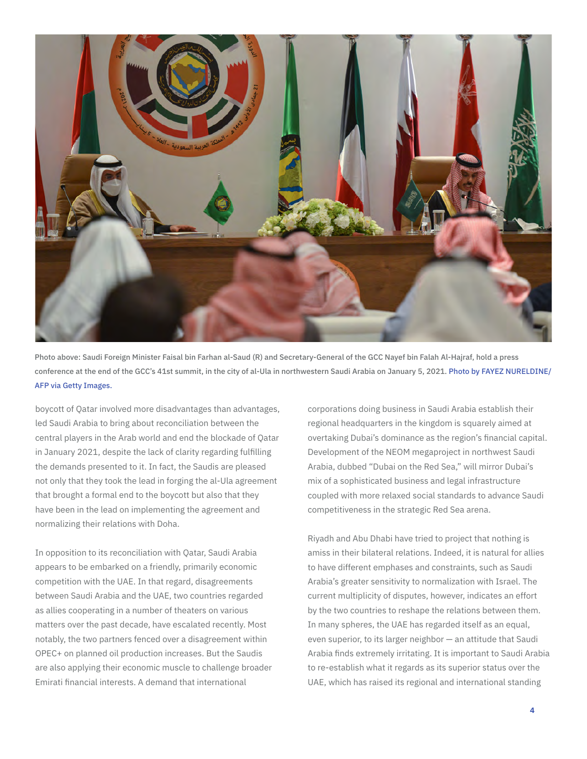Photo above: Saudi Foreign Minister Faisal bin Farhan al-Saud (R) and Secretary-General of the GCC Nayef bin Falah Al-Hajraf, hold a press conference at the end of the GCC's 41st summit, in the city of al-Ula in northwestern Saudi Arabia on January 5, 2021. Photo by FAYEZ NURELDINE/ AFP via Getty Images.

boycott of Qatar involved more disadvantages than advantages, led Saudi Arabia to bring about reconciliation between the central players in the Arab world and end the blockade of Qatar in January 2021, despite the lack of clarity regarding fulfilling the demands presented to it. In fact, the Saudis are pleased not only that they took the lead in forging the al-Ula agreement that brought a formal end to the boycott but also that they have been in the lead on implementing the agreement and normalizing their relations with Doha.

In opposition to its reconciliation with Qatar, Saudi Arabia appears to be embarked on a friendly, primarily economic competition with the UAE. In that regard, disagreements between Saudi Arabia and the UAE, two countries regarded as allies cooperating in a number of theaters on various matters over the past decade, have escalated recently. Most notably, the two partners fenced over a disagreement within OPEC+ on planned oil production increases. But the Saudis are also applying their economic muscle to challenge broader Emirati financial interests. A demand that international corporations doing business in Saudi Arabia establish their regional headquarters in the kingdom is squarely aimed at overtaking Dubai's dominance as the region's financial capital. Development of the NEOM megaproject in northwest Saudi Arabia, dubbed "Dubai on the Red Sea," will mirror Dubai's mix of a sophisticated business and legal infrastructure coupled with more relaxed social standards to advance Saudi competitiveness in the strategic Red Sea arena.

Riyadh and Abu Dhabi have tried to project that nothing is amiss in their bilateral relations. Indeed, it is natural for allies to have different emphases and constraints, such as Saudi Arabia's greater sensitivity to normalization with Israel. The current multiplicity of disputes, however, indicates an effort by the two countries to reshape the relations between them. In many spheres, the UAE has regarded itself as an equal, even superior, to its larger neighbor — an attitude that Saudi Arabia finds extremely irritating. It is important to Saudi Arabia to re-establish what it regards as its superior status over the UAE, which has raised its regional and international standing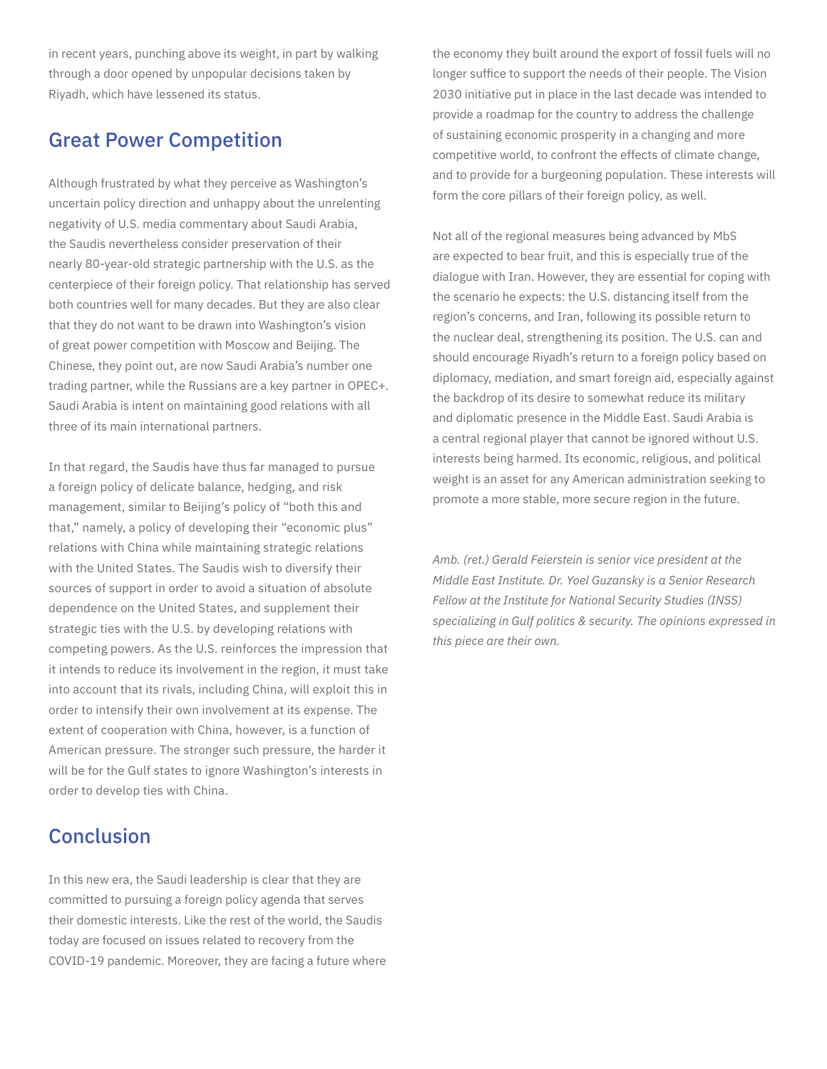in recent years, punching above its weight, in part by walking through a door opened by unpopular decisions taken by Riyadh, which have lessened its status.

## Great Power Competition

Although frustrated by what they perceive as Washington's uncertain policy direction and unhappy about the unrelenting negativity of U.S. media commentary about Saudi Arabia, the Saudis nevertheless consider preservation of their nearly 80-year-old strategic partnership with the U.S. as the centerpiece of their foreign policy. That relationship has served both countries well for many decades. But they are also clear that they do not want to be drawn into Washington's vision of great power competition with Moscow and Beijing. The Chinese, they point out, are now Saudi Arabia's number one trading partner, while the Russians are a key partner in OPEC+. Saudi Arabia is intent on maintaining good relations with all three of its main international partners.

In that regard, the Saudis have thus far managed to pursue a foreign policy of delicate balance, hedging, and risk management, similar to Beijing's policy of "both this and that," namely, a policy of developing their "economic plus" relations with China while maintaining strategic relations with the United States. The Saudis wish to diversify their sources of support in order to avoid a situation of absolute dependence on the United States, and supplement their strategic ties with the U.S. by developing relations with competing powers. As the U.S. reinforces the impression that it intends to reduce its involvement in the region, it must take into account that its rivals, including China, will exploit this in order to intensify their own involvement at its expense. The extent of cooperation with China, however, is a function of American pressure. The stronger such pressure, the harder it will be for the Gulf states to ignore Washington's interests in order to develop ties with China.

## Conclusion

In this new era, the Saudi leadership is clear that they are committed to pursuing a foreign policy agenda that serves their domestic interests. Like the rest of the world, the Saudis today are focused on issues related to recovery from the COVID-19 pandemic. Moreover, they are facing a future where the economy they built around the export of fossil fuels will no longer suffice to support the needs of their people. The Vision 2030 initiative put in place in the last decade was intended to provide a roadmap for the country to address the challenge of sustaining economic prosperity in a changing and more competitive world, to confront the effects of climate change, and to provide for a burgeoning population. These interests will form the core pillars of their foreign policy, as well.

Not all of the regional measures being advanced by MbS are expected to bear fruit, and this is especially true of the dialogue with Iran. However, they are essential for coping with the scenario he expects: the U.S. distancing itself from the region's concerns, and Iran, following its possible return to the nuclear deal, strengthening its position. The U.S. can and should encourage Riyadh's return to a foreign policy based on diplomacy, mediation, and smart foreign aid, especially against the backdrop of its desire to somewhat reduce its military and diplomatic presence in the Middle East. Saudi Arabia is a central regional player that cannot be ignored without U.S. interests being harmed. Its economic, religious, and political weight is an asset for any American administration seeking to promote a more stable, more secure region in the future.

*Amb. (ret.) Gerald Feierstein is senior vice president at the Middle East Institute. Dr. Yoel Guzansky is a Senior Research Fellow at the Institute for National Security Studies (INSS) specializing in Gulf politics & security. The opinions expressed in this piece are their own.*